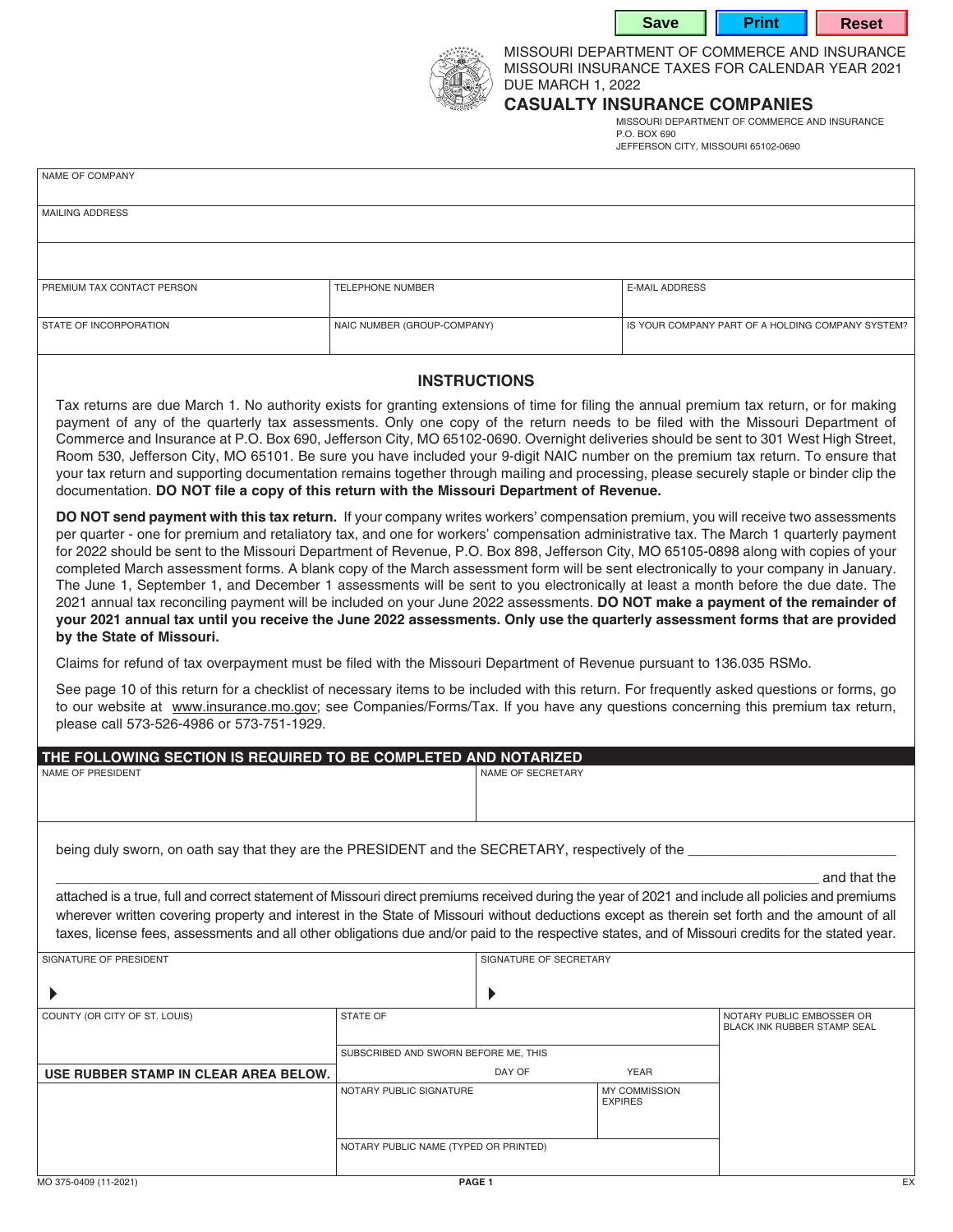MISSOURI DEPARTMENT OF COMMERCE AND INSURANCE
MISSOURI INSURANCE TAXES FOR CALENDAR YEAR 2021
DUE MARCH 1, 2022

# CASUALTY INSURANCE COMPANIES

MISSOURI DEPARTMENT OF COMMERCE AND INSURANCE
P.O. BOX 690
JEFFERSON CITY, MISSOURI 65102-0690

| NAME OF COMPANY | | |
|---|---|---|
| MAILING ADDRESS | | |
| | | |
| PREMIUM TAX CONTACT PERSON | TELEPHONE NUMBER | E-MAIL ADDRESS |
| STATE OF INCORPORATION | NAIC NUMBER (GROUP-COMPANY) | IS YOUR COMPANY PART OF A HOLDING COMPANY SYSTEM? |

## INSTRUCTIONS

Tax returns are due March 1. No authority exists for granting extensions of time for filing the annual premium tax return, or for making payment of any of the quarterly tax assessments. Only one copy of the return needs to be filed with the Missouri Department of Commerce and Insurance at P.O. Box 690, Jefferson City, MO 65102-0690. Overnight deliveries should be sent to 301 West High Street, Room 530, Jefferson City, MO 65101. Be sure you have included your 9-digit NAIC number on the premium tax return. To ensure that your tax return and supporting documentation remains together through mailing and processing, please securely staple or binder clip the documentation. **DO NOT file a copy of this return with the Missouri Department of Revenue.**

**DO NOT send payment with this tax return.** If your company writes workers' compensation premium, you will receive two assessments per quarter - one for premium and retaliatory tax, and one for workers' compensation administrative tax. The March 1 quarterly payment for 2022 should be sent to the Missouri Department of Revenue, P.O. Box 898, Jefferson City, MO 65105-0898 along with copies of your completed March assessment forms. A blank copy of the March assessment form will be sent electronically to your company in January. The June 1, September 1, and December 1 assessments will be sent to you electronically at least a month before the due date. The 2021 annual tax reconciling payment will be included on your June 2022 assessments. **DO NOT make a payment of the remainder of your 2021 annual tax until you receive the June 2022 assessments. Only use the quarterly assessment forms that are provided by the State of Missouri.**

Claims for refund of tax overpayment must be filed with the Missouri Department of Revenue pursuant to 136.035 RSMo.

See page 10 of this return for a checklist of necessary items to be included with this return. For frequently asked questions or forms, go to our website at www.insurance.mo.gov; see Companies/Forms/Tax. If you have any questions concerning this premium tax return, please call 573-526-4986 or 573-751-1929.

## THE FOLLOWING SECTION IS REQUIRED TO BE COMPLETED AND NOTARIZED

| NAME OF PRESIDENT | NAME OF SECRETARY |
|---|---|
| | |

being duly sworn, on oath say that they are the PRESIDENT and the SECRETARY, respectively of the ___________________________

_____________________________________________________________________________________ and that the attached is a true, full and correct statement of Missouri direct premiums received during the year of 2021 and include all policies and premiums wherever written covering property and interest in the State of Missouri without deductions except as therein set forth and the amount of all taxes, license fees, assessments and all other obligations due and/or paid to the respective states, and of Missouri credits for the stated year.

| SIGNATURE OF PRESIDENT | SIGNATURE OF SECRETARY |
|---|---|
| ▶ | ▶ |

| COUNTY (OR CITY OF ST. LOUIS) | STATE OF | | NOTARY PUBLIC EMBOSSER OR BLACK INK RUBBER STAMP SEAL |
|---|---|---|---|
| **USE RUBBER STAMP IN CLEAR AREA BELOW.** | SUBSCRIBED AND SWORN BEFORE ME, THIS ____ DAY OF ____ YEAR ____ | | |
| | NOTARY PUBLIC SIGNATURE | MY COMMISSION EXPIRES | |
| | NOTARY PUBLIC NAME (TYPED OR PRINTED) | | |

MO 375-0409 (11-2021) EX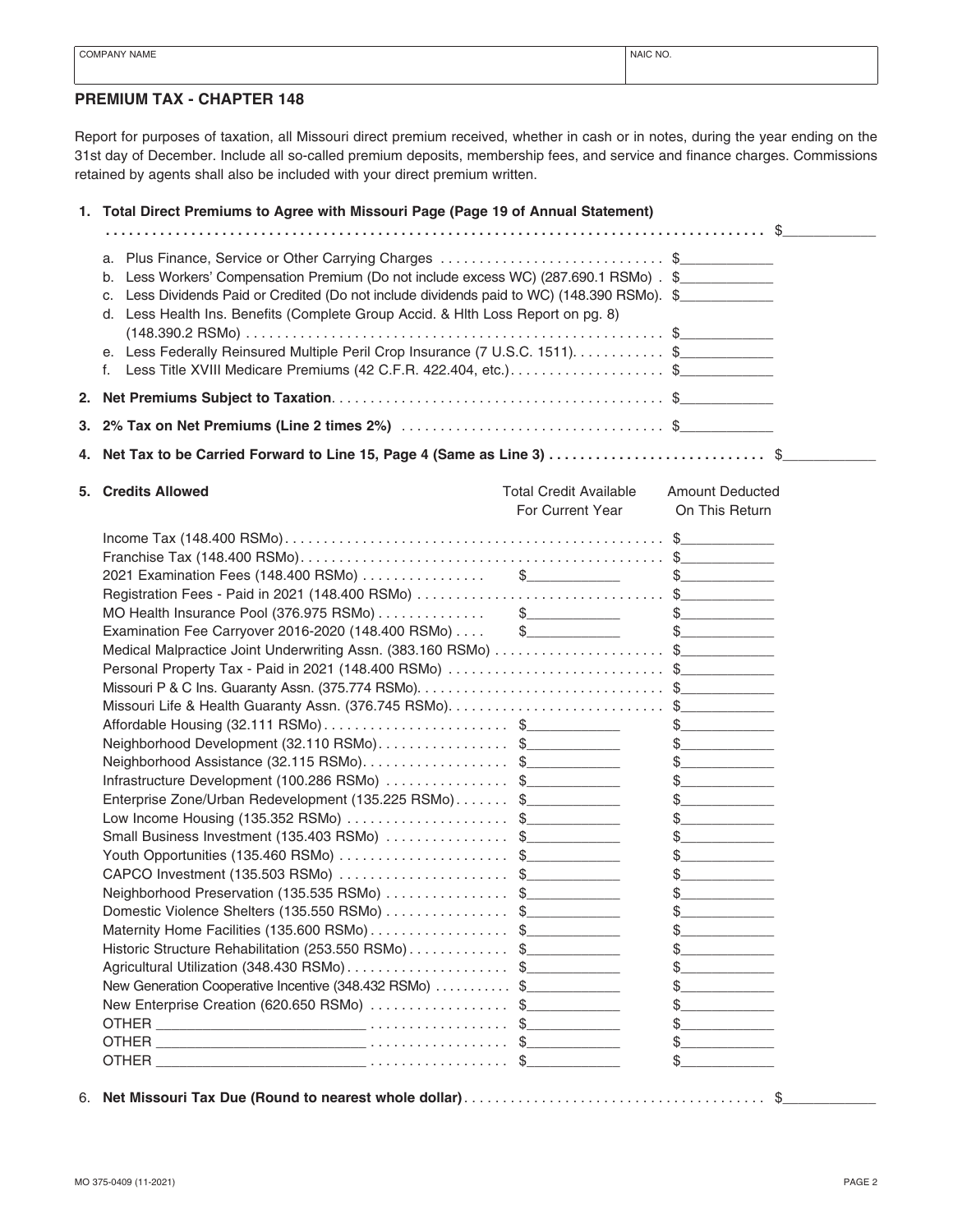| COMPANY NAME | NAIC NO. |
| --- | --- |
| | |

## PREMIUM TAX - CHAPTER 148

Report for purposes of taxation, all Missouri direct premium received, whether in cash or in notes, during the year ending on the 31st day of December. Include all so-called premium deposits, membership fees, and service and finance charges. Commissions retained by agents shall also be included with your direct premium written.

**1. Total Direct Premiums to Agree with Missouri Page (Page 19 of Annual Statement)** ........ $\_\_\_\_\_\_\_\_\_\_\_\_

- a. Plus Finance, Service or Other Carrying Charges ........ $\_\_\_\_\_\_\_\_\_\_\_\_
- b. Less Workers' Compensation Premium (Do not include excess WC) (287.690.1 RSMo) . $\_\_\_\_\_\_\_\_\_\_\_\_
- c. Less Dividends Paid or Credited (Do not include dividends paid to WC) (148.390 RSMo). $\_\_\_\_\_\_\_\_\_\_\_\_
- d. Less Health Ins. Benefits (Complete Group Accid. & Hlth Loss Report on pg. 8) (148.390.2 RSMo) ........ $\_\_\_\_\_\_\_\_\_\_\_\_
- e. Less Federally Reinsured Multiple Peril Crop Insurance (7 U.S.C. 1511). ........ $\_\_\_\_\_\_\_\_\_\_\_\_
- f. Less Title XVIII Medicare Premiums (42 C.F.R. 422.404, etc.). ........ $\_\_\_\_\_\_\_\_\_\_\_\_

**2. Net Premiums Subject to Taxation** ........ $\_\_\_\_\_\_\_\_\_\_\_\_

**3. 2% Tax on Net Premiums (Line 2 times 2%)** ........ $\_\_\_\_\_\_\_\_\_\_\_\_

**4. Net Tax to be Carried Forward to Line 15, Page 4 (Same as Line 3)** ........ $\_\_\_\_\_\_\_\_\_\_\_\_

**5. Credits Allowed**

| | Total Credit Available For Current Year | Amount Deducted On This Return |
| --- | --- | --- |
| Income Tax (148.400 RSMo) | | $\_\_\_\_\_\_\_\_\_\_\_\_ |
| Franchise Tax (148.400 RSMo) | | $\_\_\_\_\_\_\_\_\_\_\_\_ |
| 2021 Examination Fees (148.400 RSMo) | $\_\_\_\_\_\_\_\_\_\_\_\_ | $\_\_\_\_\_\_\_\_\_\_\_\_ |
| Registration Fees - Paid in 2021 (148.400 RSMo) | | $\_\_\_\_\_\_\_\_\_\_\_\_ |
| MO Health Insurance Pool (376.975 RSMo) | $\_\_\_\_\_\_\_\_\_\_\_\_ | $\_\_\_\_\_\_\_\_\_\_\_\_ |
| Examination Fee Carryover 2016-2020 (148.400 RSMo) | $\_\_\_\_\_\_\_\_\_\_\_\_ | $\_\_\_\_\_\_\_\_\_\_\_\_ |
| Medical Malpractice Joint Underwriting Assn. (383.160 RSMo) | | $\_\_\_\_\_\_\_\_\_\_\_\_ |
| Personal Property Tax - Paid in 2021 (148.400 RSMo) | | $\_\_\_\_\_\_\_\_\_\_\_\_ |
| Missouri P & C Ins. Guaranty Assn. (375.774 RSMo) | | $\_\_\_\_\_\_\_\_\_\_\_\_ |
| Missouri Life & Health Guaranty Assn. (376.745 RSMo) | | $\_\_\_\_\_\_\_\_\_\_\_\_ |
| Affordable Housing (32.111 RSMo) | $\_\_\_\_\_\_\_\_\_\_\_\_ | $\_\_\_\_\_\_\_\_\_\_\_\_ |
| Neighborhood Development (32.110 RSMo) | $\_\_\_\_\_\_\_\_\_\_\_\_ | $\_\_\_\_\_\_\_\_\_\_\_\_ |
| Neighborhood Assistance (32.115 RSMo) | $\_\_\_\_\_\_\_\_\_\_\_\_ | $\_\_\_\_\_\_\_\_\_\_\_\_ |
| Infrastructure Development (100.286 RSMo) | $\_\_\_\_\_\_\_\_\_\_\_\_ | $\_\_\_\_\_\_\_\_\_\_\_\_ |
| Enterprise Zone/Urban Redevelopment (135.225 RSMo) | $\_\_\_\_\_\_\_\_\_\_\_\_ | $\_\_\_\_\_\_\_\_\_\_\_\_ |
| Low Income Housing (135.352 RSMo) | $\_\_\_\_\_\_\_\_\_\_\_\_ | $\_\_\_\_\_\_\_\_\_\_\_\_ |
| Small Business Investment (135.403 RSMo) | $\_\_\_\_\_\_\_\_\_\_\_\_ | $\_\_\_\_\_\_\_\_\_\_\_\_ |
| Youth Opportunities (135.460 RSMo) | $\_\_\_\_\_\_\_\_\_\_\_\_ | $\_\_\_\_\_\_\_\_\_\_\_\_ |
| CAPCO Investment (135.503 RSMo) | $\_\_\_\_\_\_\_\_\_\_\_\_ | $\_\_\_\_\_\_\_\_\_\_\_\_ |
| Neighborhood Preservation (135.535 RSMo) | $\_\_\_\_\_\_\_\_\_\_\_\_ | $\_\_\_\_\_\_\_\_\_\_\_\_ |
| Domestic Violence Shelters (135.550 RSMo) | $\_\_\_\_\_\_\_\_\_\_\_\_ | $\_\_\_\_\_\_\_\_\_\_\_\_ |
| Maternity Home Facilities (135.600 RSMo) | $\_\_\_\_\_\_\_\_\_\_\_\_ | $\_\_\_\_\_\_\_\_\_\_\_\_ |
| Historic Structure Rehabilitation (253.550 RSMo) | $\_\_\_\_\_\_\_\_\_\_\_\_ | $\_\_\_\_\_\_\_\_\_\_\_\_ |
| Agricultural Utilization (348.430 RSMo) | $\_\_\_\_\_\_\_\_\_\_\_\_ | $\_\_\_\_\_\_\_\_\_\_\_\_ |
| New Generation Cooperative Incentive (348.432 RSMo) | $\_\_\_\_\_\_\_\_\_\_\_\_ | $\_\_\_\_\_\_\_\_\_\_\_\_ |
| New Enterprise Creation (620.650 RSMo) | $\_\_\_\_\_\_\_\_\_\_\_\_ | $\_\_\_\_\_\_\_\_\_\_\_\_ |
| OTHER \_\_\_\_\_\_\_\_\_\_\_\_\_\_\_\_\_\_\_\_\_\_\_\_ | $\_\_\_\_\_\_\_\_\_\_\_\_ | $\_\_\_\_\_\_\_\_\_\_\_\_ |
| OTHER \_\_\_\_\_\_\_\_\_\_\_\_\_\_\_\_\_\_\_\_\_\_\_\_ | $\_\_\_\_\_\_\_\_\_\_\_\_ | $\_\_\_\_\_\_\_\_\_\_\_\_ |
| OTHER \_\_\_\_\_\_\_\_\_\_\_\_\_\_\_\_\_\_\_\_\_\_\_\_ | $\_\_\_\_\_\_\_\_\_\_\_\_ | $\_\_\_\_\_\_\_\_\_\_\_\_ |

6. **Net Missouri Tax Due (Round to nearest whole dollar)** ........ $\_\_\_\_\_\_\_\_\_\_\_\_

MO 375-0409 (11-2021)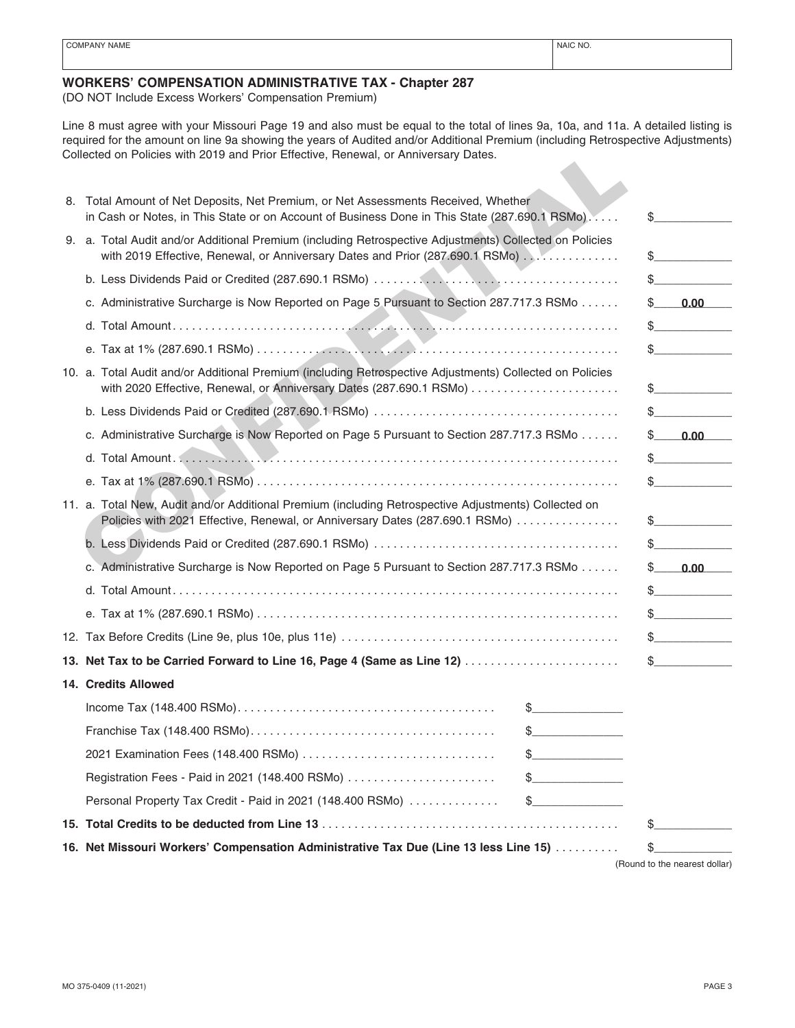| COMPANY NAME | NAIC NO. |
|---|---|
| | |

## WORKERS' COMPENSATION ADMINISTRATIVE TAX - Chapter 287

(DO NOT Include Excess Workers' Compensation Premium)

Line 8 must agree with your Missouri Page 19 and also must be equal to the total of lines 9a, 10a, and 11a. A detailed listing is required for the amount on line 9a showing the years of Audited and/or Additional Premium (including Retrospective Adjustments) Collected on Policies with 2019 and Prior Effective, Renewal, or Anniversary Dates.

CONFIDENTIAL

| | | |
|---|---|---|
| 8. | Total Amount of Net Deposits, Net Premium, or Net Assessments Received, Whether in Cash or Notes, in This State or on Account of Business Done in This State (287.690.1 RSMo) | $ |
| 9. | a. Total Audit and/or Additional Premium (including Retrospective Adjustments) Collected on Policies with 2019 Effective, Renewal, or Anniversary Dates and Prior (287.690.1 RSMo) | $ |
| | b. Less Dividends Paid or Credited (287.690.1 RSMo) | $ |
| | c. Administrative Surcharge is Now Reported on Page 5 Pursuant to Section 287.717.3 RSMo | $ **0.00** |
| | d. Total Amount | $ |
| | e. Tax at 1% (287.690.1 RSMo) | $ |
| 10. | a. Total Audit and/or Additional Premium (including Retrospective Adjustments) Collected on Policies with 2020 Effective, Renewal, or Anniversary Dates (287.690.1 RSMo) | $ |
| | b. Less Dividends Paid or Credited (287.690.1 RSMo) | $ |
| | c. Administrative Surcharge is Now Reported on Page 5 Pursuant to Section 287.717.3 RSMo | $ **0.00** |
| | d. Total Amount | $ |
| | e. Tax at 1% (287.690.1 RSMo) | $ |
| 11. | a. Total New, Audit and/or Additional Premium (including Retrospective Adjustments) Collected on Policies with 2021 Effective, Renewal, or Anniversary Dates (287.690.1 RSMo) | $ |
| | b. Less Dividends Paid or Credited (287.690.1 RSMo) | $ |
| | c. Administrative Surcharge is Now Reported on Page 5 Pursuant to Section 287.717.3 RSMo | $ **0.00** |
| | d. Total Amount | $ |
| | e. Tax at 1% (287.690.1 RSMo) | $ |
| 12. | Tax Before Credits (Line 9e, plus 10e, plus 11e) | $ |
| **13.** | **Net Tax to be Carried Forward to Line 16, Page 4 (Same as Line 12)** | $ |

**14. Credits Allowed**

| | | |
|---|---|---|
| Income Tax (148.400 RSMo) | $ | |
| Franchise Tax (148.400 RSMo) | $ | |
| 2021 Examination Fees (148.400 RSMo) | $ | |
| Registration Fees - Paid in 2021 (148.400 RSMo) | $ | |
| Personal Property Tax Credit - Paid in 2021 (148.400 RSMo) | $ | |
| **15. Total Credits to be deducted from Line 13** | | $ |
| **16. Net Missouri Workers' Compensation Administrative Tax Due (Line 13 less Line 15)** | | $ |

(Round to the nearest dollar)

MO 375-0409 (11-2021)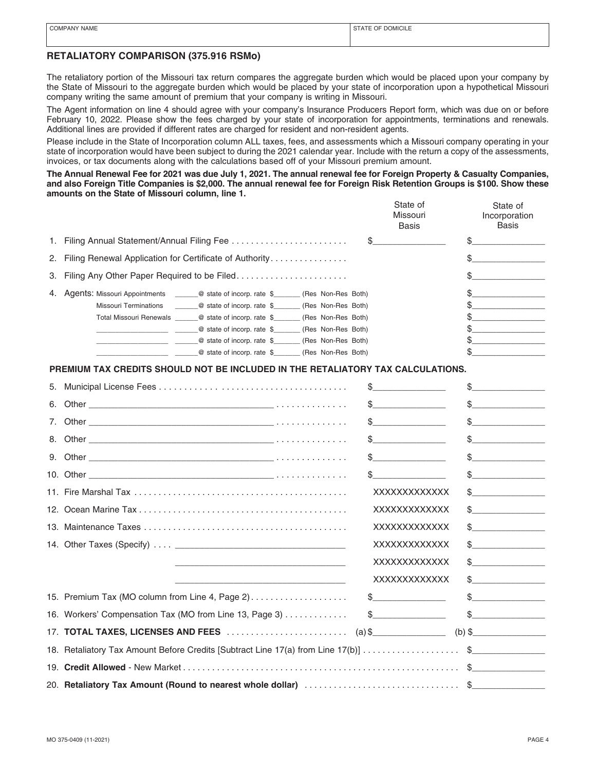| COMPANY NAME | STATE OF DOMICILE |
|---|---|
| | |

## RETALIATORY COMPARISON (375.916 RSMo)

The retaliatory portion of the Missouri tax return compares the aggregate burden which would be placed upon your company by the State of Missouri to the aggregate burden which would be placed by your state of incorporation upon a hypothetical Missouri company writing the same amount of premium that your company is writing in Missouri.

The Agent information on line 4 should agree with your company's Insurance Producers Report form, which was due on or before February 10, 2022. Please show the fees charged by your state of incorporation for appointments, terminations and renewals. Additional lines are provided if different rates are charged for resident and non-resident agents.

Please include in the State of Incorporation column ALL taxes, fees, and assessments which a Missouri company operating in your state of incorporation would have been subject to during the 2021 calendar year. Include with the return a copy of the assessments, invoices, or tax documents along with the calculations based off of your Missouri premium amount.

**The Annual Renewal Fee for 2021 was due July 1, 2021. The annual renewal fee for Foreign Property & Casualty Companies, and also Foreign Title Companies is $2,000. The annual renewal fee for Foreign Risk Retention Groups is $100. Show these amounts on the State of Missouri column, line 1.**

| | State of Missouri Basis | State of Incorporation Basis |
|---|---|---|
| 1. Filing Annual Statement/Annual Filing Fee | $______ | $______ |
| 2. Filing Renewal Application for Certificate of Authority | | $______ |
| 3. Filing Any Other Paper Required to be Filed | | $______ |
| 4. Agents: Missouri Appointments ______@ state of incorp. rate $______ (Res Non-Res Both) | | $______ |
| Missouri Terminations ______@ state of incorp. rate $______ (Res Non-Res Both) | | $______ |
| Total Missouri Renewals ______@ state of incorp. rate $______ (Res Non-Res Both) | | $______ |
| ______ ______@ state of incorp. rate $______ (Res Non-Res Both) | | $______ |
| ______ ______@ state of incorp. rate $______ (Res Non-Res Both) | | $______ |
| ______ ______@ state of incorp. rate $______ (Res Non-Res Both) | | $______ |

**PREMIUM TAX CREDITS SHOULD NOT BE INCLUDED IN THE RETALIATORY TAX CALCULATIONS.**

| | State of Missouri Basis | State of Incorporation Basis |
|---|---|---|
| 5. Municipal License Fees | $______ | $______ |
| 6. Other ______ | $______ | $______ |
| 7. Other ______ | $______ | $______ |
| 8. Other ______ | $______ | $______ |
| 9. Other ______ | $______ | $______ |
| 10. Other ______ | $______ | $______ |
| 11. Fire Marshal Tax | XXXXXXXXXXXXX | $______ |
| 12. Ocean Marine Tax | XXXXXXXXXXXXX | $______ |
| 13. Maintenance Taxes | XXXXXXXXXXXXX | $______ |
| 14. Other Taxes (Specify) ______ | XXXXXXXXXXXXX | $______ |
| ______ | XXXXXXXXXXXXX | $______ |
| ______ | XXXXXXXXXXXXX | $______ |
| 15. Premium Tax (MO column from Line 4, Page 2) | $______ | $______ |
| 16. Workers' Compensation Tax (MO from Line 13, Page 3) | $______ | $______ |
| 17. **TOTAL TAXES, LICENSES AND FEES** | (a) $______ | (b) $______ |
| 18. Retaliatory Tax Amount Before Credits [Subtract Line 17(a) from Line 17(b)] | | $______ |
| 19. **Credit Allowed** - New Market | | $______ |
| 20. **Retaliatory Tax Amount (Round to nearest whole dollar)** | | $______ |

MO 375-0409 (11-2021)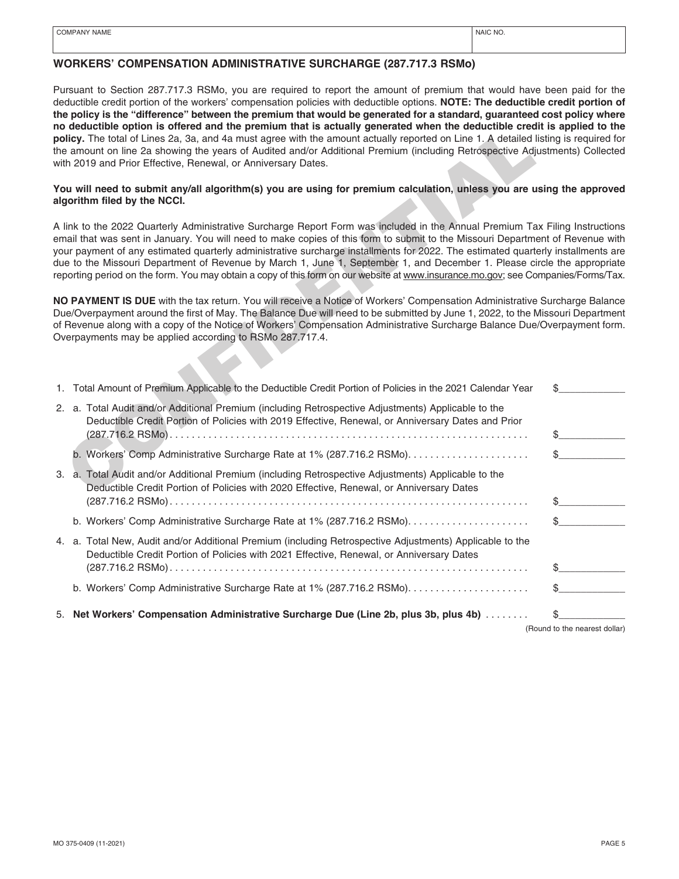| COMPANY NAME | NAIC NO. |
|---|---|
| | |

## WORKERS' COMPENSATION ADMINISTRATIVE SURCHARGE (287.717.3 RSMo)

Pursuant to Section 287.717.3 RSMo, you are required to report the amount of premium that would have been paid for the deductible credit portion of the workers' compensation policies with deductible options. **NOTE: The deductible credit portion of the policy is the "difference" between the premium that would be generated for a standard, guaranteed cost policy where no deductible option is offered and the premium that is actually generated when the deductible credit is applied to the policy.** The total of Lines 2a, 3a, and 4a must agree with the amount actually reported on Line 1. A detailed listing is required for the amount on line 2a showing the years of Audited and/or Additional Premium (including Retrospective Adjustments) Collected with 2019 and Prior Effective, Renewal, or Anniversary Dates.

**You will need to submit any/all algorithm(s) you are using for premium calculation, unless you are using the approved algorithm filed by the NCCI.**

A link to the 2022 Quarterly Administrative Surcharge Report Form was included in the Annual Premium Tax Filing Instructions email that was sent in January. You will need to make copies of this form to submit to the Missouri Department of Revenue with your payment of any estimated quarterly administrative surcharge installments for 2022. The estimated quarterly installments are due to the Missouri Department of Revenue by March 1, June 1, September 1, and December 1. Please circle the appropriate reporting period on the form. You may obtain a copy of this form on our website at www.insurance.mo.gov; see Companies/Forms/Tax.

**NO PAYMENT IS DUE** with the tax return. You will receive a Notice of Workers' Compensation Administrative Surcharge Balance Due/Overpayment around the first of May. The Balance Due will need to be submitted by June 1, 2022, to the Missouri Department of Revenue along with a copy of the Notice of Workers' Compensation Administrative Surcharge Balance Due/Overpayment form. Overpayments may be applied according to RSMo 287.717.4.

1. Total Amount of Premium Applicable to the Deductible Credit Portion of Policies in the 2021 Calendar Year $____________

2. a. Total Audit and/or Additional Premium (including Retrospective Adjustments) Applicable to the Deductible Credit Portion of Policies with 2019 Effective, Renewal, or Anniversary Dates and Prior (287.716.2 RSMo) . . . . . . . . . . $____________

   b. Workers' Comp Administrative Surcharge Rate at 1% (287.716.2 RSMo) . . . . . . . . . . $____________

3. a. Total Audit and/or Additional Premium (including Retrospective Adjustments) Applicable to the Deductible Credit Portion of Policies with 2020 Effective, Renewal, or Anniversary Dates (287.716.2 RSMo) . . . . . . . . . . $____________

   b. Workers' Comp Administrative Surcharge Rate at 1% (287.716.2 RSMo) . . . . . . . . . . $____________

4. a. Total New, Audit and/or Additional Premium (including Retrospective Adjustments) Applicable to the Deductible Credit Portion of Policies with 2021 Effective, Renewal, or Anniversary Dates (287.716.2 RSMo) . . . . . . . . . . $____________

   b. Workers' Comp Administrative Surcharge Rate at 1% (287.716.2 RSMo) . . . . . . . . . . $____________

5. **Net Workers' Compensation Administrative Surcharge Due (Line 2b, plus 3b, plus 4b)** . . . . . . . . $____________
   (Round to the nearest dollar)

MO 375-0409 (11-2021)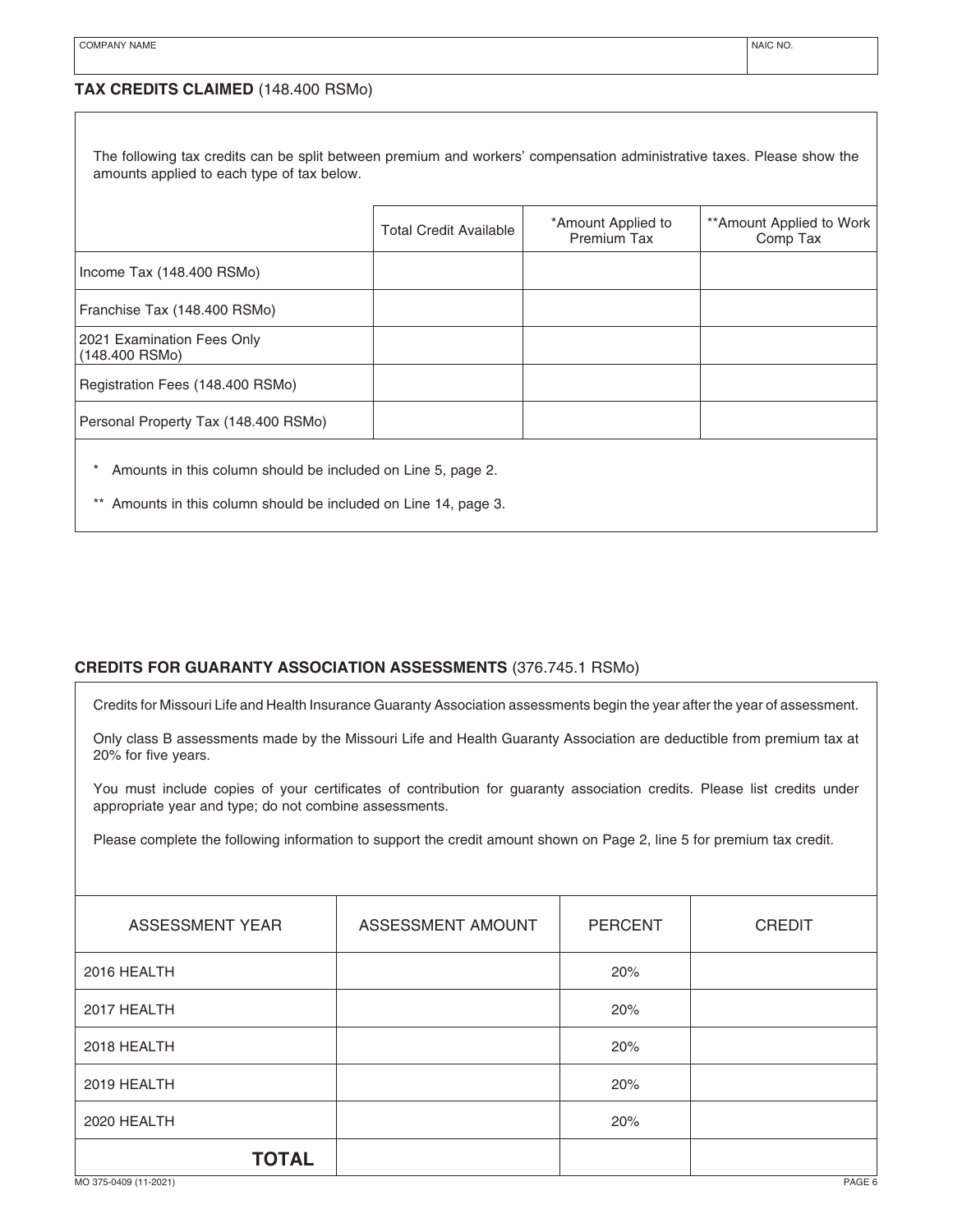| COMPANY NAME | NAIC NO. |
| --- | --- |
| | |

## TAX CREDITS CLAIMED (148.400 RSMo)

The following tax credits can be split between premium and workers' compensation administrative taxes. Please show the amounts applied to each type of tax below.

| | Total Credit Available | *Amount Applied to Premium Tax | **Amount Applied to Work Comp Tax |
| --- | --- | --- | --- |
| Income Tax (148.400 RSMo) | | | |
| Franchise Tax (148.400 RSMo) | | | |
| 2021 Examination Fees Only (148.400 RSMo) | | | |
| Registration Fees (148.400 RSMo) | | | |
| Personal Property Tax (148.400 RSMo) | | | |

\* Amounts in this column should be included on Line 5, page 2.

** Amounts in this column should be included on Line 14, page 3.

## CREDITS FOR GUARANTY ASSOCIATION ASSESSMENTS (376.745.1 RSMo)

Credits for Missouri Life and Health Insurance Guaranty Association assessments begin the year after the year of assessment.

Only class B assessments made by the Missouri Life and Health Guaranty Association are deductible from premium tax at 20% for five years.

You must include copies of your certificates of contribution for guaranty association credits. Please list credits under appropriate year and type; do not combine assessments.

Please complete the following information to support the credit amount shown on Page 2, line 5 for premium tax credit.

| ASSESSMENT YEAR | ASSESSMENT AMOUNT | PERCENT | CREDIT |
| --- | --- | --- | --- |
| 2016 HEALTH | | 20% | |
| 2017 HEALTH | | 20% | |
| 2018 HEALTH | | 20% | |
| 2019 HEALTH | | 20% | |
| 2020 HEALTH | | 20% | |
| **TOTAL** | | | |

MO 375-0409 (11-2021)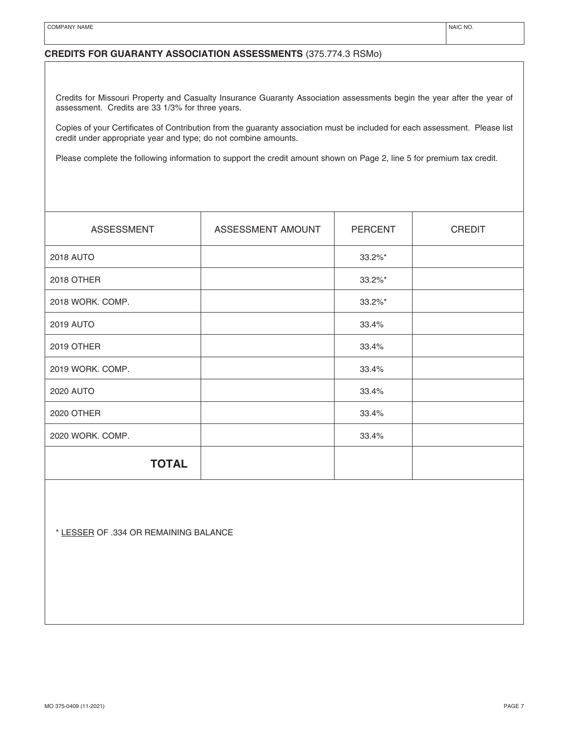| COMPANY NAME | NAIC NO. |
|---|---|
| | |

## CREDITS FOR GUARANTY ASSOCIATION ASSESSMENTS (375.774.3 RSMo)

Credits for Missouri Property and Casualty Insurance Guaranty Association assessments begin the year after the year of assessment. Credits are 33 1/3% for three years.

Copies of your Certificates of Contribution from the guaranty association must be included for each assessment. Please list credit under appropriate year and type; do not combine amounts.

Please complete the following information to support the credit amount shown on Page 2, line 5 for premium tax credit.

| ASSESSMENT | ASSESSMENT AMOUNT | PERCENT | CREDIT |
|---|---|---|---|
| 2018 AUTO | | 33.2%* | |
| 2018 OTHER | | 33.2%* | |
| 2018 WORK. COMP. | | 33.2%* | |
| 2019 AUTO | | 33.4% | |
| 2019 OTHER | | 33.4% | |
| 2019 WORK. COMP. | | 33.4% | |
| 2020 AUTO | | 33.4% | |
| 2020 OTHER | | 33.4% | |
| 2020 WORK. COMP. | | 33.4% | |
| **TOTAL** | | | |

\* LESSER OF .334 OR REMAINING BALANCE

MO 375-0409 (11-2021)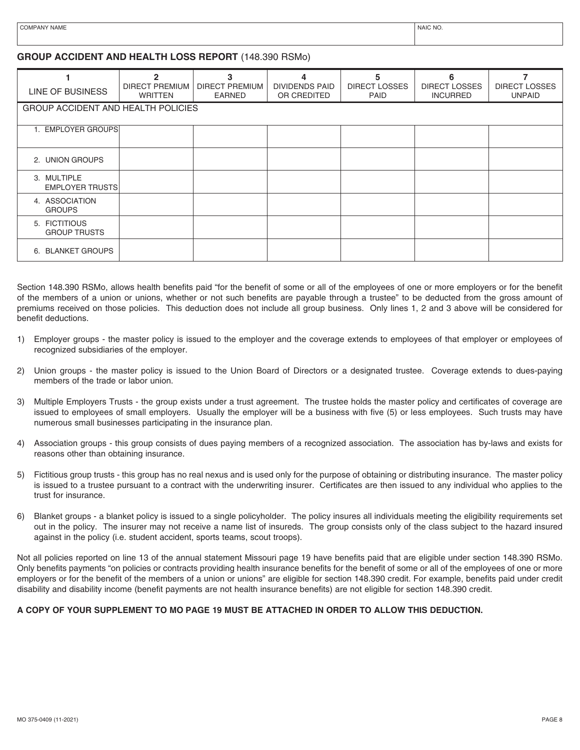| COMPANY NAME | NAIC NO. |
|---|---|
| | |

## GROUP ACCIDENT AND HEALTH LOSS REPORT (148.390 RSMo)

| 1<br>LINE OF BUSINESS | 2<br>DIRECT PREMIUM WRITTEN | 3<br>DIRECT PREMIUM EARNED | 4<br>DIVIDENDS PAID OR CREDITED | 5<br>DIRECT LOSSES PAID | 6<br>DIRECT LOSSES INCURRED | 7<br>DIRECT LOSSES UNPAID |
|---|---|---|---|---|---|---|
| GROUP ACCIDENT AND HEALTH POLICIES | | | | | | |
| 1. EMPLOYER GROUPS | | | | | | |
| 2. UNION GROUPS | | | | | | |
| 3. MULTIPLE EMPLOYER TRUSTS | | | | | | |
| 4. ASSOCIATION GROUPS | | | | | | |
| 5. FICTITIOUS GROUP TRUSTS | | | | | | |
| 6. BLANKET GROUPS | | | | | | |

Section 148.390 RSMo, allows health benefits paid "for the benefit of some or all of the employees of one or more employers or for the benefit of the members of a union or unions, whether or not such benefits are payable through a trustee" to be deducted from the gross amount of premiums received on those policies. This deduction does not include all group business. Only lines 1, 2 and 3 above will be considered for benefit deductions.

1) Employer groups - the master policy is issued to the employer and the coverage extends to employees of that employer or employees of recognized subsidiaries of the employer.

2) Union groups - the master policy is issued to the Union Board of Directors or a designated trustee. Coverage extends to dues-paying members of the trade or labor union.

3) Multiple Employers Trusts - the group exists under a trust agreement. The trustee holds the master policy and certificates of coverage are issued to employees of small employers. Usually the employer will be a business with five (5) or less employees. Such trusts may have numerous small businesses participating in the insurance plan.

4) Association groups - this group consists of dues paying members of a recognized association. The association has by-laws and exists for reasons other than obtaining insurance.

5) Fictitious group trusts - this group has no real nexus and is used only for the purpose of obtaining or distributing insurance. The master policy is issued to a trustee pursuant to a contract with the underwriting insurer. Certificates are then issued to any individual who applies to the trust for insurance.

6) Blanket groups - a blanket policy is issued to a single policyholder. The policy insures all individuals meeting the eligibility requirements set out in the policy. The insurer may not receive a name list of insureds. The group consists only of the class subject to the hazard insured against in the policy (i.e. student accident, sports teams, scout troops).

Not all policies reported on line 13 of the annual statement Missouri page 19 have benefits paid that are eligible under section 148.390 RSMo. Only benefits payments "on policies or contracts providing health insurance benefits for the benefit of some or all of the employees of one or more employers or for the benefit of the members of a union or unions" are eligible for section 148.390 credit. For example, benefits paid under credit disability and disability income (benefit payments are not health insurance benefits) are not eligible for section 148.390 credit.

**A COPY OF YOUR SUPPLEMENT TO MO PAGE 19 MUST BE ATTACHED IN ORDER TO ALLOW THIS DEDUCTION.**

MO 375-0409 (11-2021)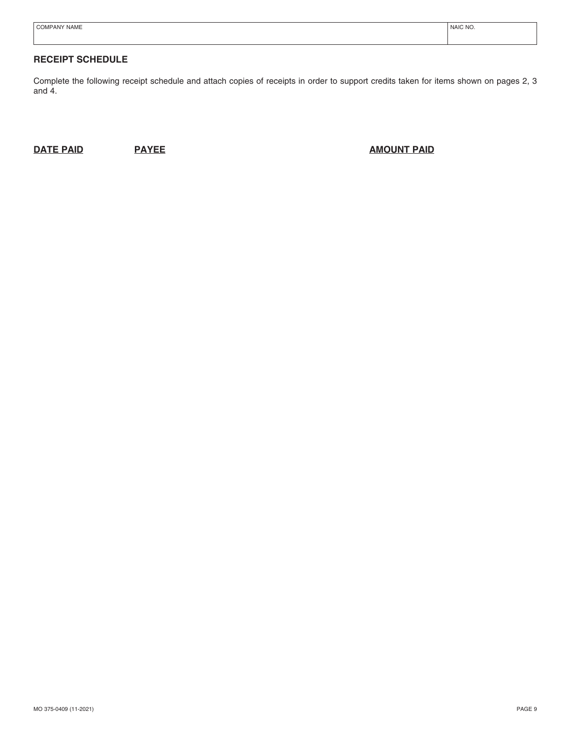| COMPANY NAME | NAIC NO. |
| --- | --- |
| | |

## RECEIPT SCHEDULE

Complete the following receipt schedule and attach copies of receipts in order to support credits taken for items shown on pages 2, 3 and 4.

| DATE PAID | PAYEE | AMOUNT PAID |
| --- | --- | --- |
| | | |

MO 375-0409 (11-2021)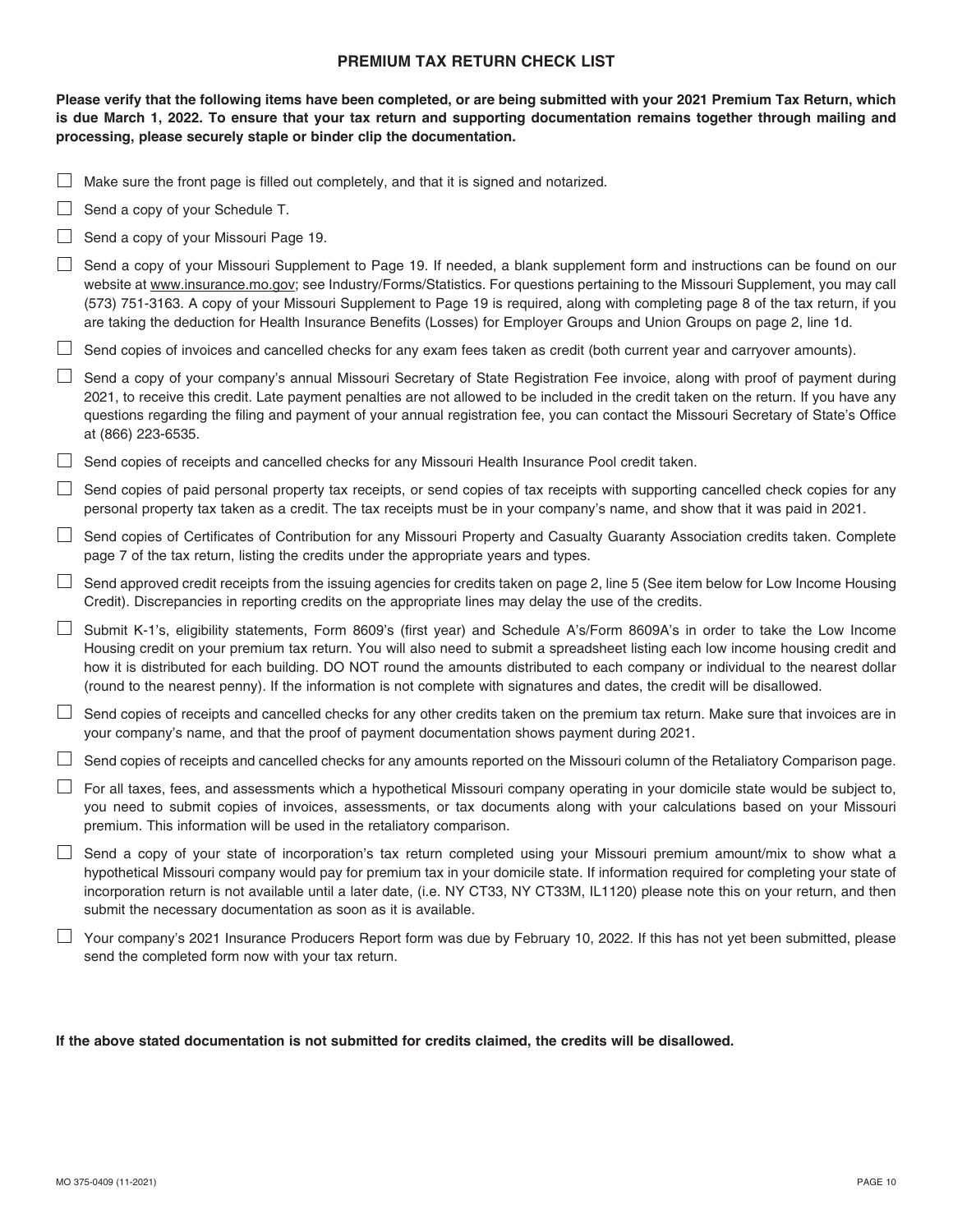## PREMIUM TAX RETURN CHECK LIST

**Please verify that the following items have been completed, or are being submitted with your 2021 Premium Tax Return, which is due March 1, 2022. To ensure that your tax return and supporting documentation remains together through mailing and processing, please securely staple or binder clip the documentation.**

- ☐ Make sure the front page is filled out completely, and that it is signed and notarized.
- ☐ Send a copy of your Schedule T.
- ☐ Send a copy of your Missouri Page 19.
- ☐ Send a copy of your Missouri Supplement to Page 19. If needed, a blank supplement form and instructions can be found on our website at www.insurance.mo.gov; see Industry/Forms/Statistics. For questions pertaining to the Missouri Supplement, you may call (573) 751-3163. A copy of your Missouri Supplement to Page 19 is required, along with completing page 8 of the tax return, if you are taking the deduction for Health Insurance Benefits (Losses) for Employer Groups and Union Groups on page 2, line 1d.
- ☐ Send copies of invoices and cancelled checks for any exam fees taken as credit (both current year and carryover amounts).
- ☐ Send a copy of your company's annual Missouri Secretary of State Registration Fee invoice, along with proof of payment during 2021, to receive this credit. Late payment penalties are not allowed to be included in the credit taken on the return. If you have any questions regarding the filing and payment of your annual registration fee, you can contact the Missouri Secretary of State's Office at (866) 223-6535.
- ☐ Send copies of receipts and cancelled checks for any Missouri Health Insurance Pool credit taken.
- ☐ Send copies of paid personal property tax receipts, or send copies of tax receipts with supporting cancelled check copies for any personal property tax taken as a credit. The tax receipts must be in your company's name, and show that it was paid in 2021.
- ☐ Send copies of Certificates of Contribution for any Missouri Property and Casualty Guaranty Association credits taken. Complete page 7 of the tax return, listing the credits under the appropriate years and types.
- ☐ Send approved credit receipts from the issuing agencies for credits taken on page 2, line 5 (See item below for Low Income Housing Credit). Discrepancies in reporting credits on the appropriate lines may delay the use of the credits.
- ☐ Submit K-1's, eligibility statements, Form 8609's (first year) and Schedule A's/Form 8609A's in order to take the Low Income Housing credit on your premium tax return. You will also need to submit a spreadsheet listing each low income housing credit and how it is distributed for each building. DO NOT round the amounts distributed to each company or individual to the nearest dollar (round to the nearest penny). If the information is not complete with signatures and dates, the credit will be disallowed.
- ☐ Send copies of receipts and cancelled checks for any other credits taken on the premium tax return. Make sure that invoices are in your company's name, and that the proof of payment documentation shows payment during 2021.
- ☐ Send copies of receipts and cancelled checks for any amounts reported on the Missouri column of the Retaliatory Comparison page.
- ☐ For all taxes, fees, and assessments which a hypothetical Missouri company operating in your domicile state would be subject to, you need to submit copies of invoices, assessments, or tax documents along with your calculations based on your Missouri premium. This information will be used in the retaliatory comparison.
- ☐ Send a copy of your state of incorporation's tax return completed using your Missouri premium amount/mix to show what a hypothetical Missouri company would pay for premium tax in your domicile state. If information required for completing your state of incorporation return is not available until a later date, (i.e. NY CT33, NY CT33M, IL1120) please note this on your return, and then submit the necessary documentation as soon as it is available.
- ☐ Your company's 2021 Insurance Producers Report form was due by February 10, 2022. If this has not yet been submitted, please send the completed form now with your tax return.

**If the above stated documentation is not submitted for credits claimed, the credits will be disallowed.**

MO 375-0409 (11-2021)